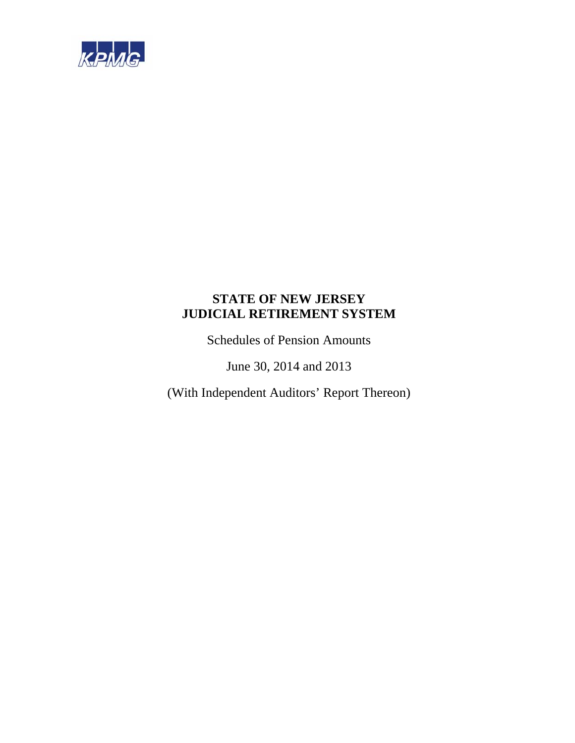KPMG

# STATE OF NEW JERSEY
# JUDICIAL RETIREMENT SYSTEM

Schedules of Pension Amounts

June 30, 2014 and 2013

(With Independent Auditors' Report Thereon)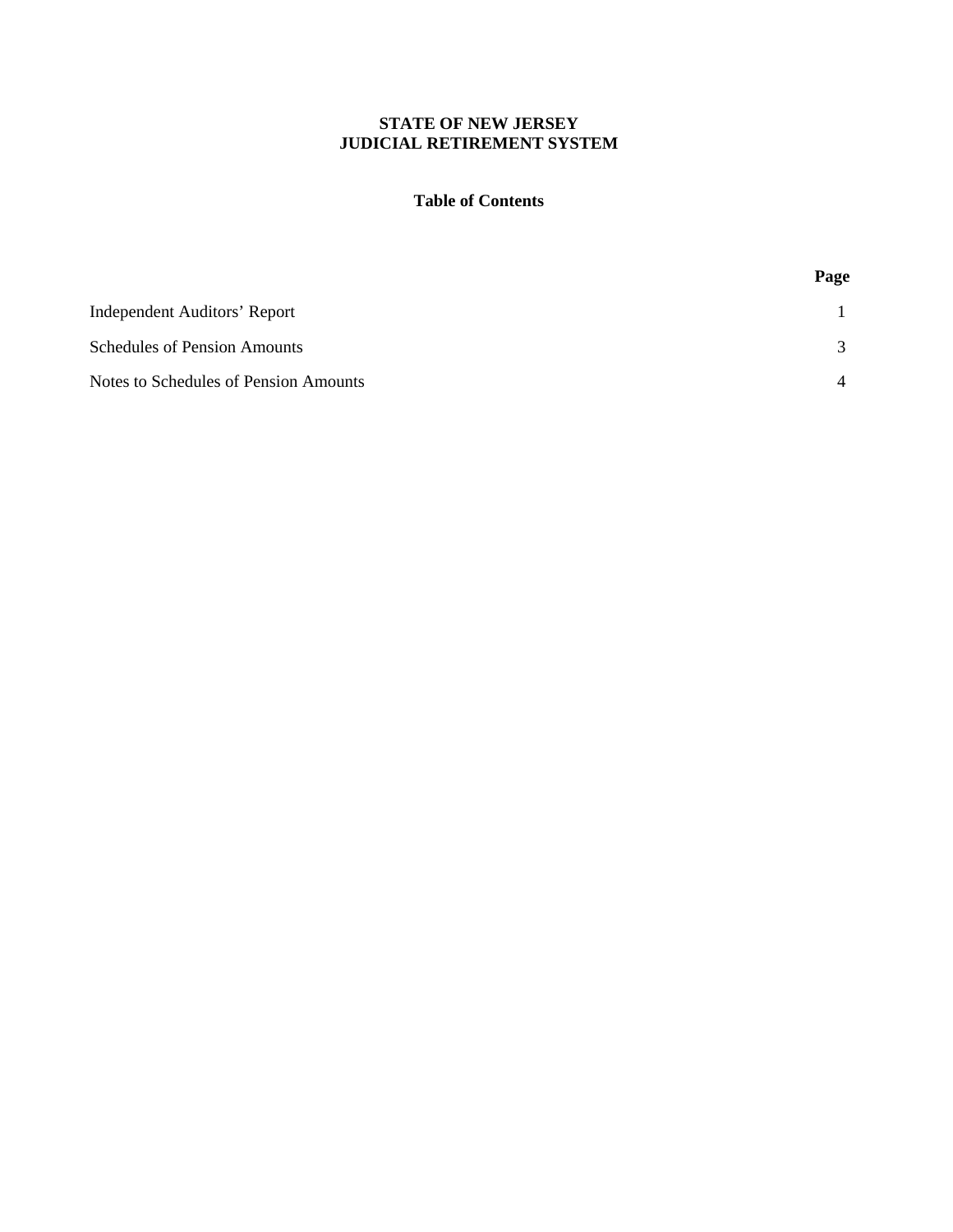# STATE OF NEW JERSEY
# JUDICIAL RETIREMENT SYSTEM

## Table of Contents

| | Page |
|---|---|
| Independent Auditors’ Report | 1 |
| Schedules of Pension Amounts | 3 |
| Notes to Schedules of Pension Amounts | 4 |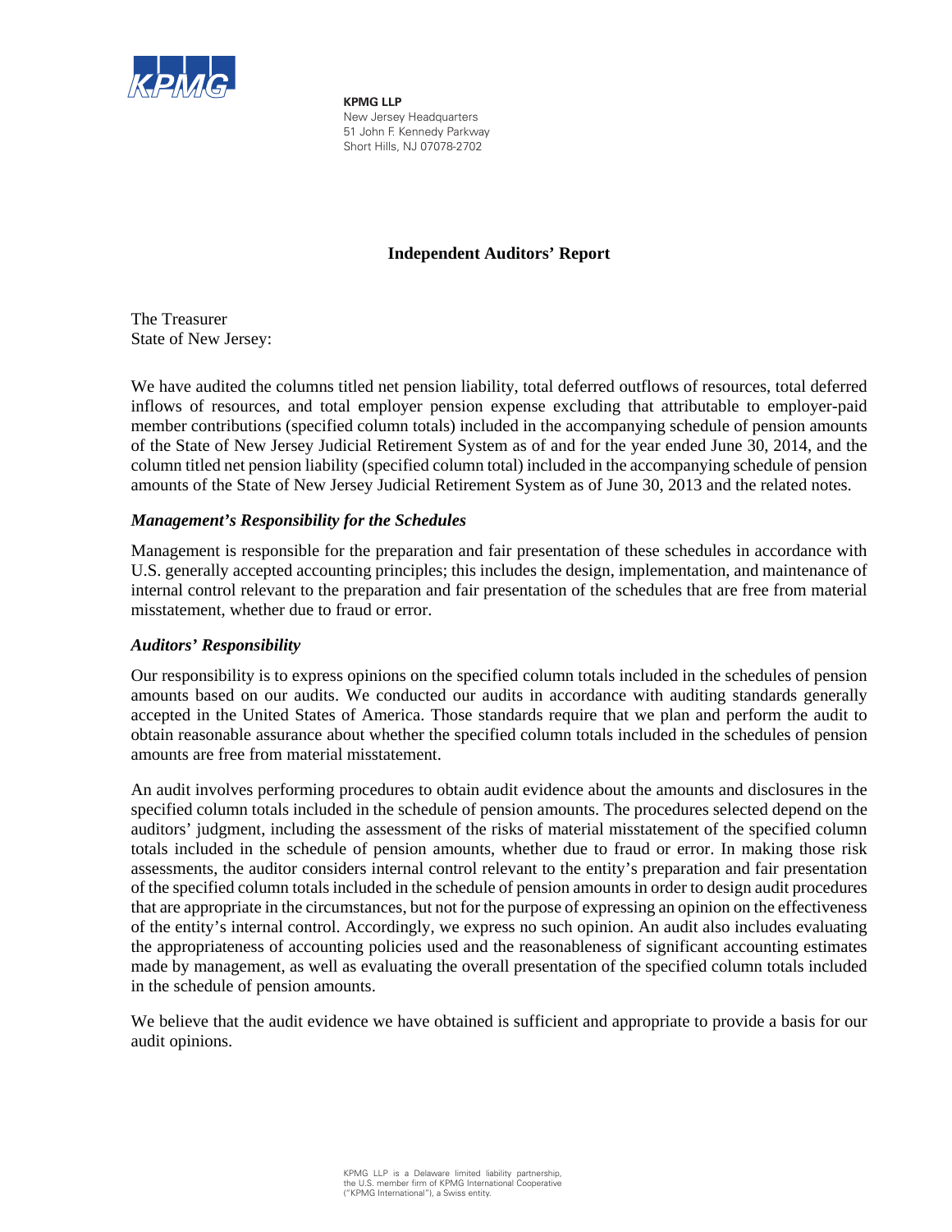**KPMG LLP**
New Jersey Headquarters
51 John F. Kennedy Parkway
Short Hills, NJ 07078-2702

## Independent Auditors' Report

The Treasurer
State of New Jersey:

We have audited the columns titled net pension liability, total deferred outflows of resources, total deferred inflows of resources, and total employer pension expense excluding that attributable to employer-paid member contributions (specified column totals) included in the accompanying schedule of pension amounts of the State of New Jersey Judicial Retirement System as of and for the year ended June 30, 2014, and the column titled net pension liability (specified column total) included in the accompanying schedule of pension amounts of the State of New Jersey Judicial Retirement System as of June 30, 2013 and the related notes.

### *Management's Responsibility for the Schedules*

Management is responsible for the preparation and fair presentation of these schedules in accordance with U.S. generally accepted accounting principles; this includes the design, implementation, and maintenance of internal control relevant to the preparation and fair presentation of the schedules that are free from material misstatement, whether due to fraud or error.

### *Auditors' Responsibility*

Our responsibility is to express opinions on the specified column totals included in the schedules of pension amounts based on our audits. We conducted our audits in accordance with auditing standards generally accepted in the United States of America. Those standards require that we plan and perform the audit to obtain reasonable assurance about whether the specified column totals included in the schedules of pension amounts are free from material misstatement.

An audit involves performing procedures to obtain audit evidence about the amounts and disclosures in the specified column totals included in the schedule of pension amounts. The procedures selected depend on the auditors' judgment, including the assessment of the risks of material misstatement of the specified column totals included in the schedule of pension amounts, whether due to fraud or error. In making those risk assessments, the auditor considers internal control relevant to the entity's preparation and fair presentation of the specified column totals included in the schedule of pension amounts in order to design audit procedures that are appropriate in the circumstances, but not for the purpose of expressing an opinion on the effectiveness of the entity's internal control. Accordingly, we express no such opinion. An audit also includes evaluating the appropriateness of accounting policies used and the reasonableness of significant accounting estimates made by management, as well as evaluating the overall presentation of the specified column totals included in the schedule of pension amounts.

We believe that the audit evidence we have obtained is sufficient and appropriate to provide a basis for our audit opinions.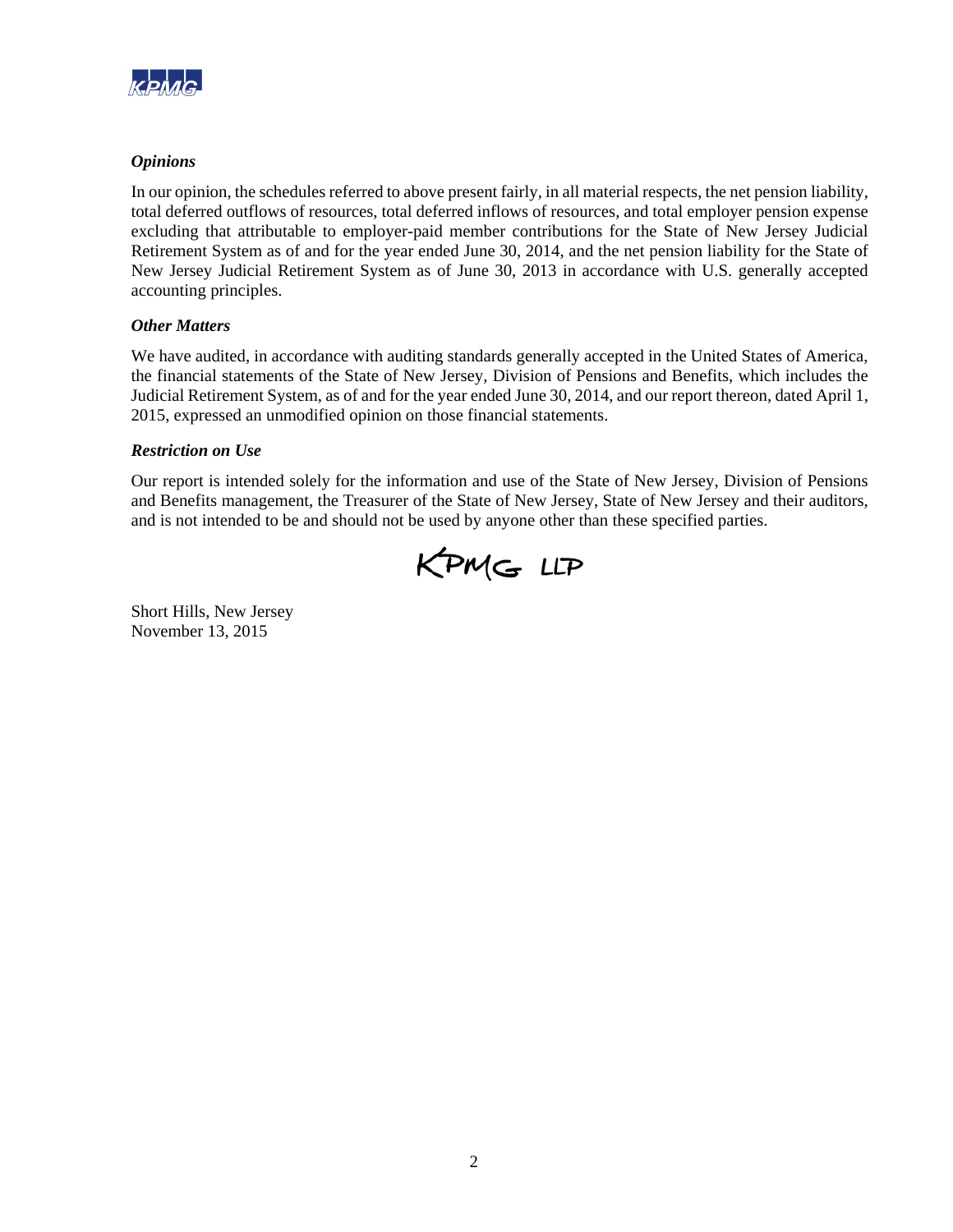### *Opinions*

In our opinion, the schedules referred to above present fairly, in all material respects, the net pension liability, total deferred outflows of resources, total deferred inflows of resources, and total employer pension expense excluding that attributable to employer-paid member contributions for the State of New Jersey Judicial Retirement System as of and for the year ended June 30, 2014, and the net pension liability for the State of New Jersey Judicial Retirement System as of June 30, 2013 in accordance with U.S. generally accepted accounting principles.

### *Other Matters*

We have audited, in accordance with auditing standards generally accepted in the United States of America, the financial statements of the State of New Jersey, Division of Pensions and Benefits, which includes the Judicial Retirement System, as of and for the year ended June 30, 2014, and our report thereon, dated April 1, 2015, expressed an unmodified opinion on those financial statements.

### *Restriction on Use*

Our report is intended solely for the information and use of the State of New Jersey, Division of Pensions and Benefits management, the Treasurer of the State of New Jersey, State of New Jersey and their auditors, and is not intended to be and should not be used by anyone other than these specified parties.

KPMG LLP

Short Hills, New Jersey
November 13, 2015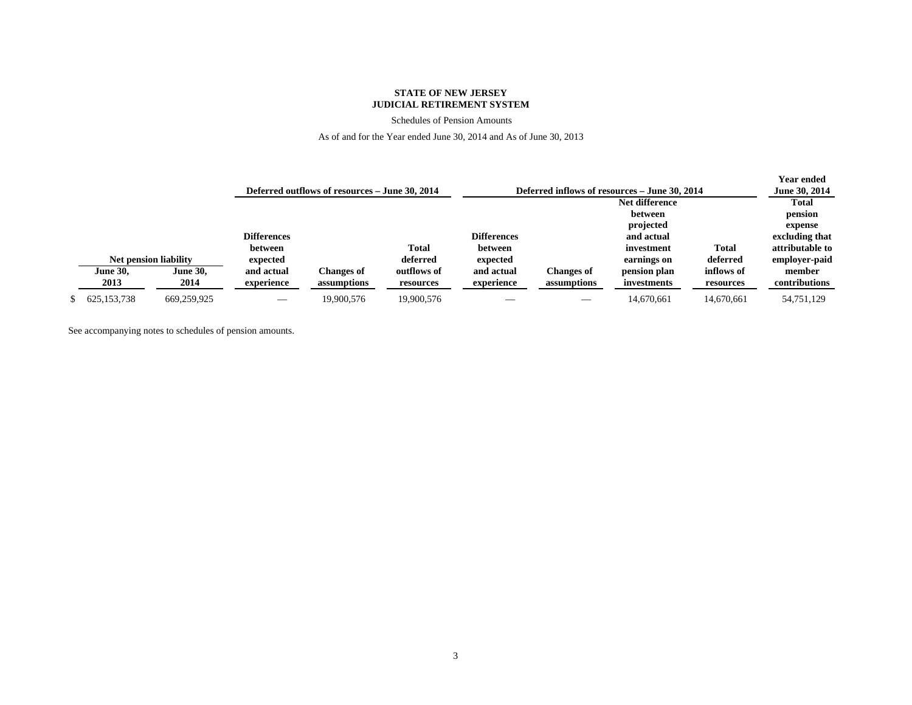**STATE OF NEW JERSEY**
**JUDICIAL RETIREMENT SYSTEM**

Schedules of Pension Amounts

As of and for the Year ended June 30, 2014 and As of June 30, 2013

| Net pension liability | | Deferred outflows of resources – June 30, 2014 | | | Deferred inflows of resources – June 30, 2014 | | | | Year ended June 30, 2014 |
|---|---|---|---|---|---|---|---|---|---|
| **June 30, 2013** | **June 30, 2014** | **Differences between expected and actual experience** | **Changes of assumptions** | **Total deferred outflows of resources** | **Differences between expected and actual experience** | **Changes of assumptions** | **Net difference between projected and actual investment earnings on pension plan investments** | **Total deferred inflows of resources** | **Total pension expense excluding that attributable to employer-paid member contributions** |
| $ 625,153,738 | 669,259,925 | — | 19,900,576 | 19,900,576 | — | — | 14,670,661 | 14,670,661 | 54,751,129 |

See accompanying notes to schedules of pension amounts.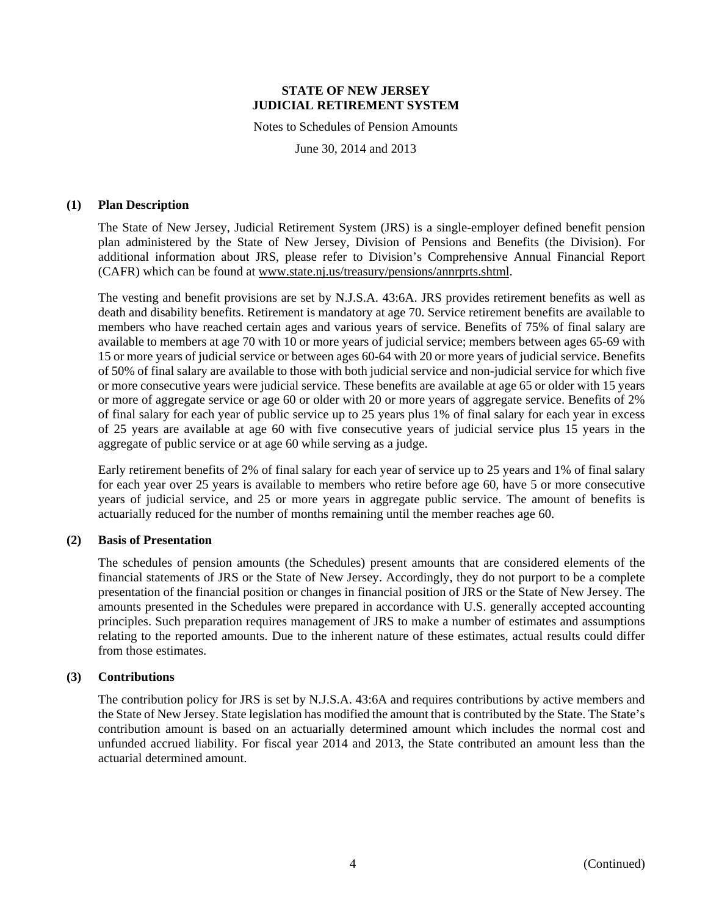**STATE OF NEW JERSEY**
**JUDICIAL RETIREMENT SYSTEM**

Notes to Schedules of Pension Amounts

June 30, 2014 and 2013

## (1) Plan Description

The State of New Jersey, Judicial Retirement System (JRS) is a single-employer defined benefit pension plan administered by the State of New Jersey, Division of Pensions and Benefits (the Division). For additional information about JRS, please refer to Division's Comprehensive Annual Financial Report (CAFR) which can be found at www.state.nj.us/treasury/pensions/annrprts.shtml.

The vesting and benefit provisions are set by N.J.S.A. 43:6A. JRS provides retirement benefits as well as death and disability benefits. Retirement is mandatory at age 70. Service retirement benefits are available to members who have reached certain ages and various years of service. Benefits of 75% of final salary are available to members at age 70 with 10 or more years of judicial service; members between ages 65-69 with 15 or more years of judicial service or between ages 60-64 with 20 or more years of judicial service. Benefits of 50% of final salary are available to those with both judicial service and non-judicial service for which five or more consecutive years were judicial service. These benefits are available at age 65 or older with 15 years or more of aggregate service or age 60 or older with 20 or more years of aggregate service. Benefits of 2% of final salary for each year of public service up to 25 years plus 1% of final salary for each year in excess of 25 years are available at age 60 with five consecutive years of judicial service plus 15 years in the aggregate of public service or at age 60 while serving as a judge.

Early retirement benefits of 2% of final salary for each year of service up to 25 years and 1% of final salary for each year over 25 years is available to members who retire before age 60, have 5 or more consecutive years of judicial service, and 25 or more years in aggregate public service. The amount of benefits is actuarially reduced for the number of months remaining until the member reaches age 60.

## (2) Basis of Presentation

The schedules of pension amounts (the Schedules) present amounts that are considered elements of the financial statements of JRS or the State of New Jersey. Accordingly, they do not purport to be a complete presentation of the financial position or changes in financial position of JRS or the State of New Jersey. The amounts presented in the Schedules were prepared in accordance with U.S. generally accepted accounting principles. Such preparation requires management of JRS to make a number of estimates and assumptions relating to the reported amounts. Due to the inherent nature of these estimates, actual results could differ from those estimates.

## (3) Contributions

The contribution policy for JRS is set by N.J.S.A. 43:6A and requires contributions by active members and the State of New Jersey. State legislation has modified the amount that is contributed by the State. The State's contribution amount is based on an actuarially determined amount which includes the normal cost and unfunded accrued liability. For fiscal year 2014 and 2013, the State contributed an amount less than the actuarial determined amount.

(Continued)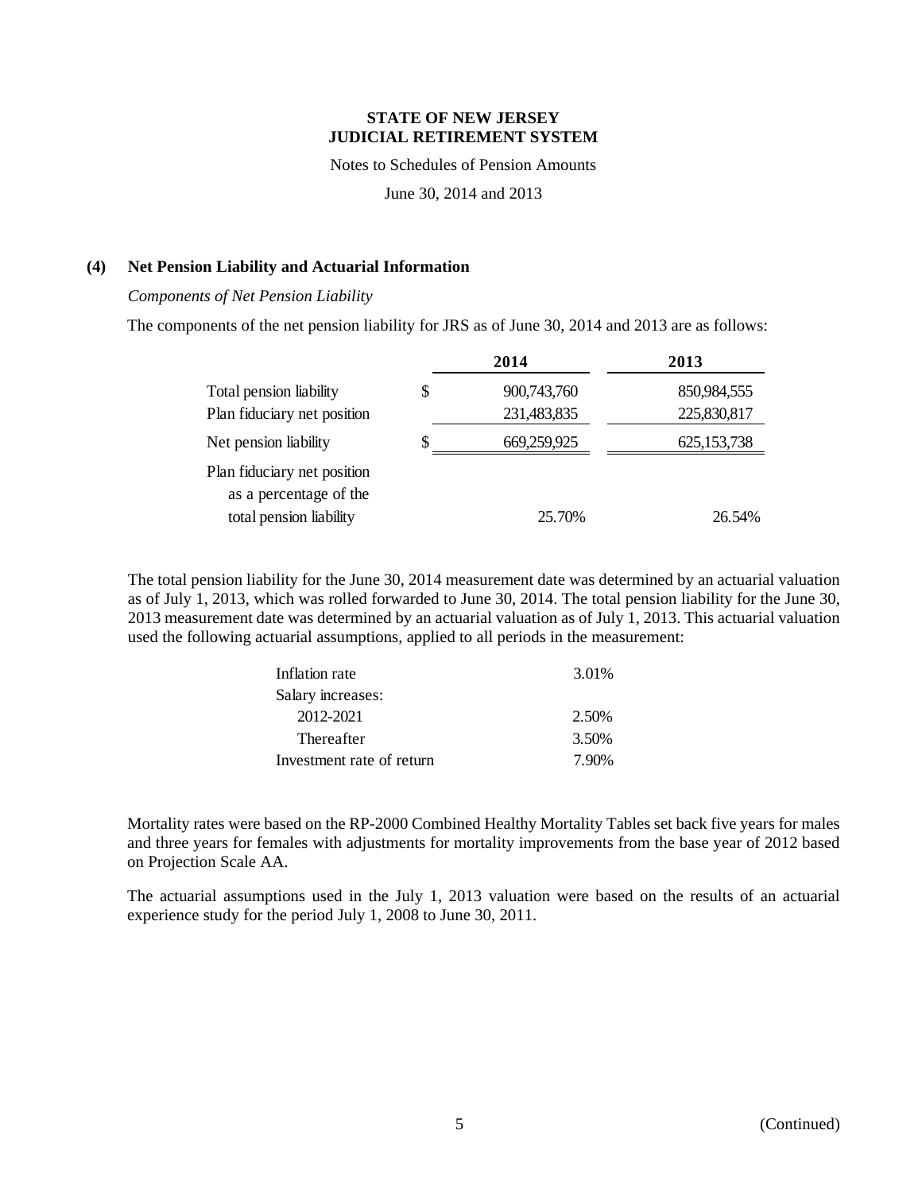**STATE OF NEW JERSEY**
**JUDICIAL RETIREMENT SYSTEM**

Notes to Schedules of Pension Amounts

June 30, 2014 and 2013

## (4) Net Pension Liability and Actuarial Information

*Components of Net Pension Liability*

The components of the net pension liability for JRS as of June 30, 2014 and 2013 are as follows:

| | 2014 | 2013 |
|---|---|---|
| Total pension liability | $ 900,743,760 | 850,984,555 |
| Plan fiduciary net position | 231,483,835 | 225,830,817 |
| Net pension liability | $ 669,259,925 | 625,153,738 |
| Plan fiduciary net position as a percentage of the total pension liability | 25.70% | 26.54% |

The total pension liability for the June 30, 2014 measurement date was determined by an actuarial valuation as of July 1, 2013, which was rolled forwarded to June 30, 2014. The total pension liability for the June 30, 2013 measurement date was determined by an actuarial valuation as of July 1, 2013. This actuarial valuation used the following actuarial assumptions, applied to all periods in the measurement:

| | |
|---|---|
| Inflation rate | 3.01% |
| Salary increases: | |
| 2012-2021 | 2.50% |
| Thereafter | 3.50% |
| Investment rate of return | 7.90% |

Mortality rates were based on the RP-2000 Combined Healthy Mortality Tables set back five years for males and three years for females with adjustments for mortality improvements from the base year of 2012 based on Projection Scale AA.

The actuarial assumptions used in the July 1, 2013 valuation were based on the results of an actuarial experience study for the period July 1, 2008 to June 30, 2011.

(Continued)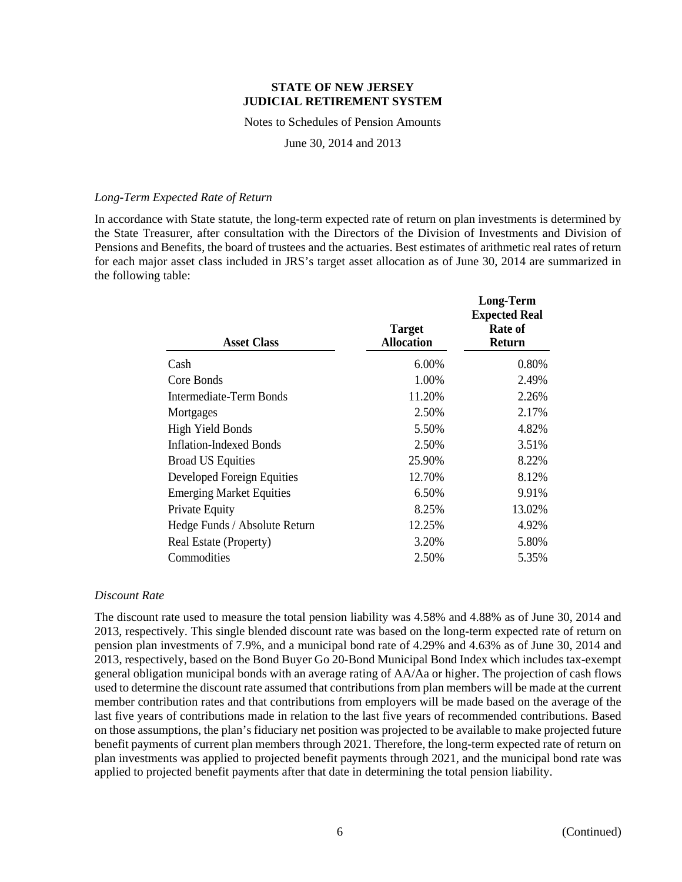# STATE OF NEW JERSEY
# JUDICIAL RETIREMENT SYSTEM

Notes to Schedules of Pension Amounts

June 30, 2014 and 2013

*Long-Term Expected Rate of Return*

In accordance with State statute, the long-term expected rate of return on plan investments is determined by the State Treasurer, after consultation with the Directors of the Division of Investments and Division of Pensions and Benefits, the board of trustees and the actuaries. Best estimates of arithmetic real rates of return for each major asset class included in JRS's target asset allocation as of June 30, 2014 are summarized in the following table:

| Asset Class | Target Allocation | Long-Term Expected Real Rate of Return |
|---|---|---|
| Cash | 6.00% | 0.80% |
| Core Bonds | 1.00% | 2.49% |
| Intermediate-Term Bonds | 11.20% | 2.26% |
| Mortgages | 2.50% | 2.17% |
| High Yield Bonds | 5.50% | 4.82% |
| Inflation-Indexed Bonds | 2.50% | 3.51% |
| Broad US Equities | 25.90% | 8.22% |
| Developed Foreign Equities | 12.70% | 8.12% |
| Emerging Market Equities | 6.50% | 9.91% |
| Private Equity | 8.25% | 13.02% |
| Hedge Funds / Absolute Return | 12.25% | 4.92% |
| Real Estate (Property) | 3.20% | 5.80% |
| Commodities | 2.50% | 5.35% |

*Discount Rate*

The discount rate used to measure the total pension liability was 4.58% and 4.88% as of June 30, 2014 and 2013, respectively. This single blended discount rate was based on the long-term expected rate of return on pension plan investments of 7.9%, and a municipal bond rate of 4.29% and 4.63% as of June 30, 2014 and 2013, respectively, based on the Bond Buyer Go 20-Bond Municipal Bond Index which includes tax-exempt general obligation municipal bonds with an average rating of AA/Aa or higher. The projection of cash flows used to determine the discount rate assumed that contributions from plan members will be made at the current member contribution rates and that contributions from employers will be made based on the average of the last five years of contributions made in relation to the last five years of recommended contributions. Based on those assumptions, the plan's fiduciary net position was projected to be available to make projected future benefit payments of current plan members through 2021. Therefore, the long-term expected rate of return on plan investments was applied to projected benefit payments through 2021, and the municipal bond rate was applied to projected benefit payments after that date in determining the total pension liability.

(Continued)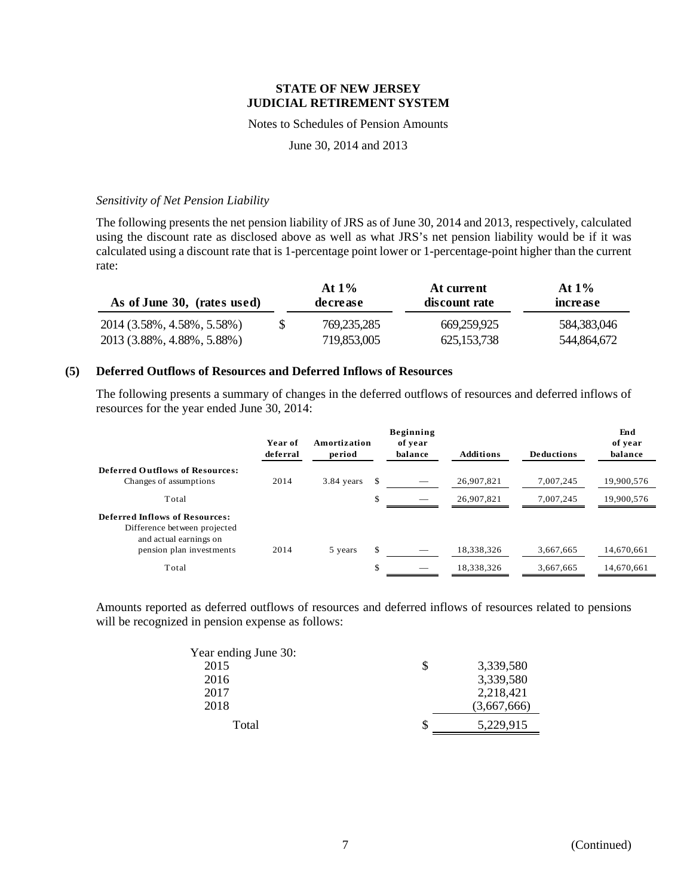### STATE OF NEW JERSEY
### JUDICIAL RETIREMENT SYSTEM

Notes to Schedules of Pension Amounts

June 30, 2014 and 2013

*Sensitivity of Net Pension Liability*

The following presents the net pension liability of JRS as of June 30, 2014 and 2013, respectively, calculated using the discount rate as disclosed above as well as what JRS's net pension liability would be if it was calculated using a discount rate that is 1-percentage point lower or 1-percentage-point higher than the current rate:

| As of June 30, (rates used) | At 1% decrease | At current discount rate | At 1% increase |
|---|---|---|---|
| 2014 (3.58%, 4.58%, 5.58%) | $ 769,235,285 | 669,259,925 | 584,383,046 |
| 2013 (3.88%, 4.88%, 5.88%) | 719,853,005 | 625,153,738 | 544,864,672 |

## (5) Deferred Outflows of Resources and Deferred Inflows of Resources

The following presents a summary of changes in the deferred outflows of resources and deferred inflows of resources for the year ended June 30, 2014:

| | Year of deferral | Amortization period | Beginning of year balance | Additions | Deductions | End of year balance |
|---|---|---|---|---|---|---|
| **Deferred Outflows of Resources:** | | | | | | |
| Changes of assumptions | 2014 | 3.84 years | $ — | 26,907,821 | 7,007,245 | 19,900,576 |
| Total | | | $ — | 26,907,821 | 7,007,245 | 19,900,576 |
| **Deferred Inflows of Resources:** | | | | | | |
| Difference between projected and actual earnings on pension plan investments | 2014 | 5 years | $ — | 18,338,326 | 3,667,665 | 14,670,661 |
| Total | | | $ — | 18,338,326 | 3,667,665 | 14,670,661 |

Amounts reported as deferred outflows of resources and deferred inflows of resources related to pensions will be recognized in pension expense as follows:

| Year ending June 30: | |
|---|---|
| 2015 | $ 3,339,580 |
| 2016 | 3,339,580 |
| 2017 | 2,218,421 |
| 2018 | (3,667,666) |
| Total | $ 5,229,915 |

(Continued)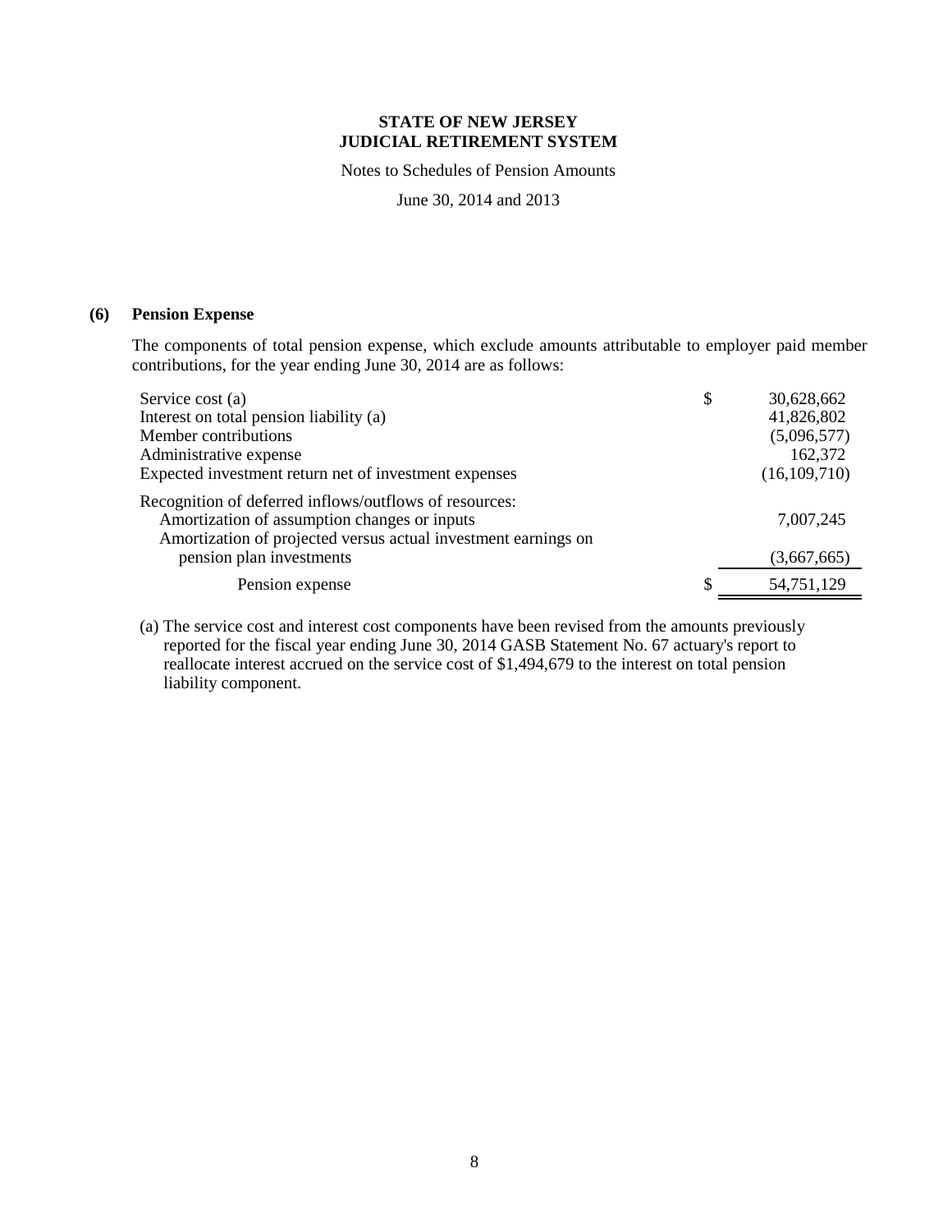# STATE OF NEW JERSEY
# JUDICIAL RETIREMENT SYSTEM

Notes to Schedules of Pension Amounts

June 30, 2014 and 2013

## (6) Pension Expense

The components of total pension expense, which exclude amounts attributable to employer paid member contributions, for the year ending June 30, 2014 are as follows:

| | | |
|---|---|---|
| Service cost (a) | $ | 30,628,662 |
| Interest on total pension liability (a) | | 41,826,802 |
| Member contributions | | (5,096,577) |
| Administrative expense | | 162,372 |
| Expected investment return net of investment expenses | | (16,109,710) |
| Recognition of deferred inflows/outflows of resources: | | |
| Amortization of assumption changes or inputs | | 7,007,245 |
| Amortization of projected versus actual investment earnings on pension plan investments | | (3,667,665) |
| Pension expense | $ | 54,751,129 |

(a) The service cost and interest cost components have been revised from the amounts previously reported for the fiscal year ending June 30, 2014 GASB Statement No. 67 actuary's report to reallocate interest accrued on the service cost of $1,494,679 to the interest on total pension liability component.